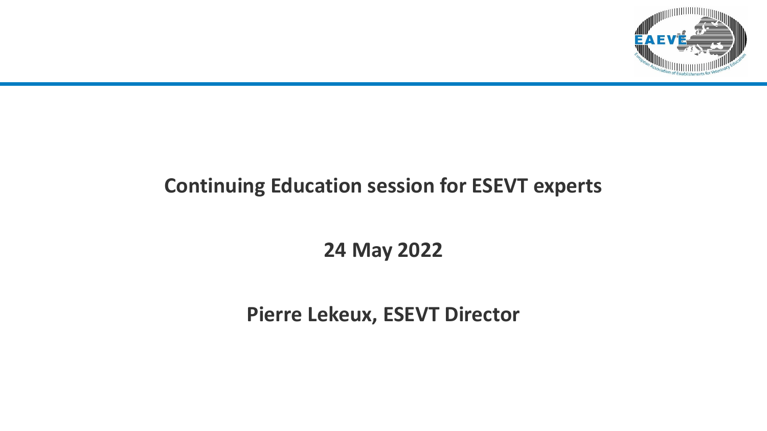# Continuing Education session for ESEVT experts

## 24 May 2022

## Pierre Lekeux, ESEVT Director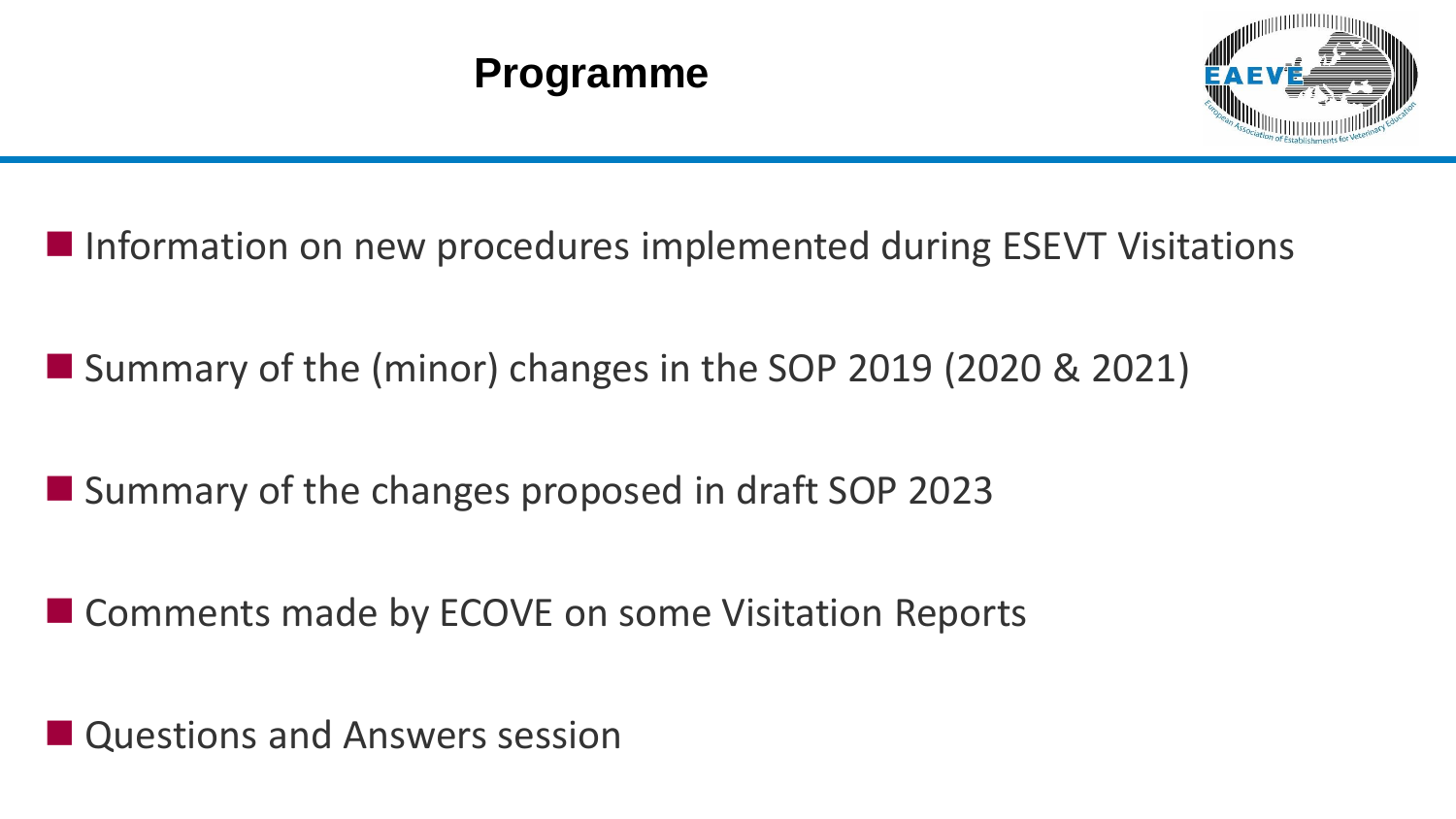# Programme

- Information on new procedures implemented during ESEVT Visitations
- Summary of the (minor) changes in the SOP 2019 (2020 & 2021)
- Summary of the changes proposed in draft SOP 2023
- Comments made by ECOVE on some Visitation Reports
- Questions and Answers session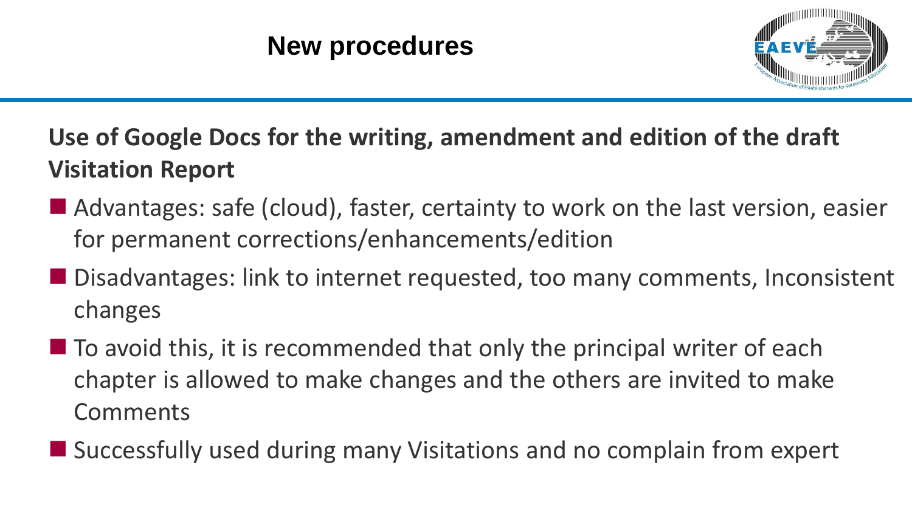# New procedures

**Use of Google Docs for the writing, amendment and edition of the draft Visitation Report**

- Advantages: safe (cloud), faster, certainty to work on the last version, easier for permanent corrections/enhancements/edition
- Disadvantages: link to internet requested, too many comments, Inconsistent changes
- To avoid this, it is recommended that only the principal writer of each chapter is allowed to make changes and the others are invited to make Comments
- Successfully used during many Visitations and no complain from expert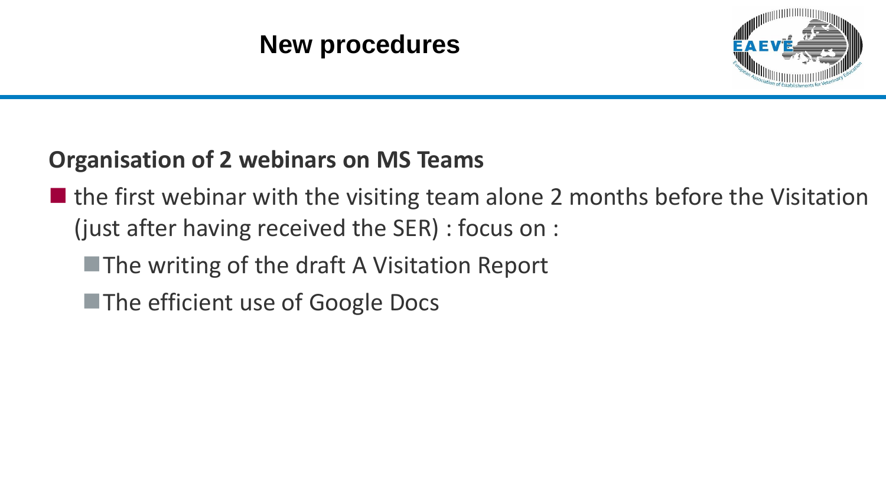# New procedures

**Organisation of 2 webinars on MS Teams**

- the first webinar with the visiting team alone 2 months before the Visitation (just after having received the SER) : focus on :
  - The writing of the draft A Visitation Report
  - The efficient use of Google Docs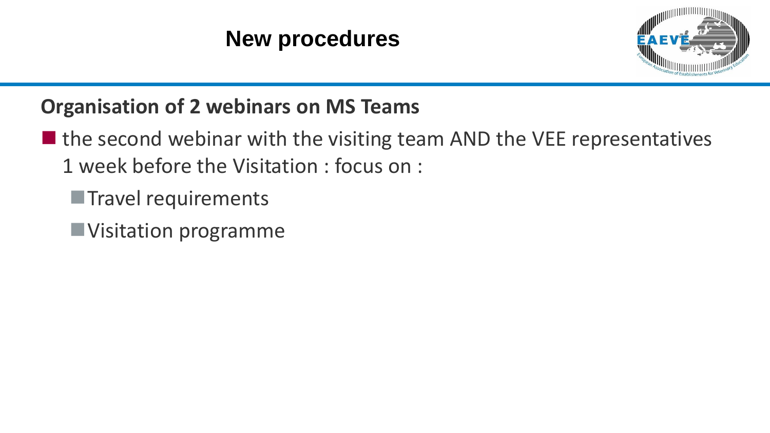# New procedures

## Organisation of 2 webinars on MS Teams

- the second webinar with the visiting team AND the VEE representatives 1 week before the Visitation : focus on :
  - Travel requirements
  - Visitation programme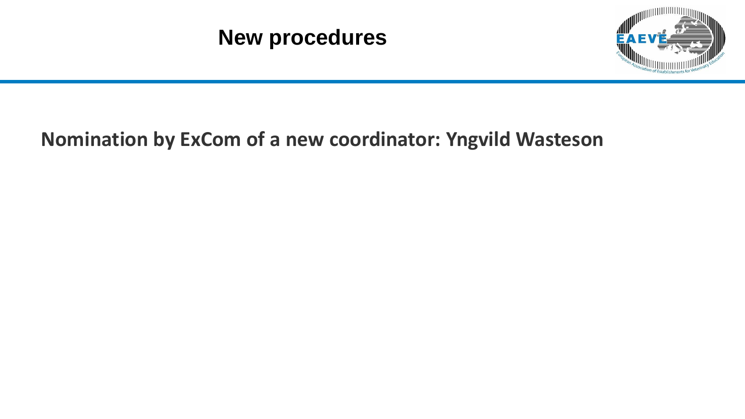# New procedures

**Nomination by ExCom of a new coordinator: Yngvild Wasteson**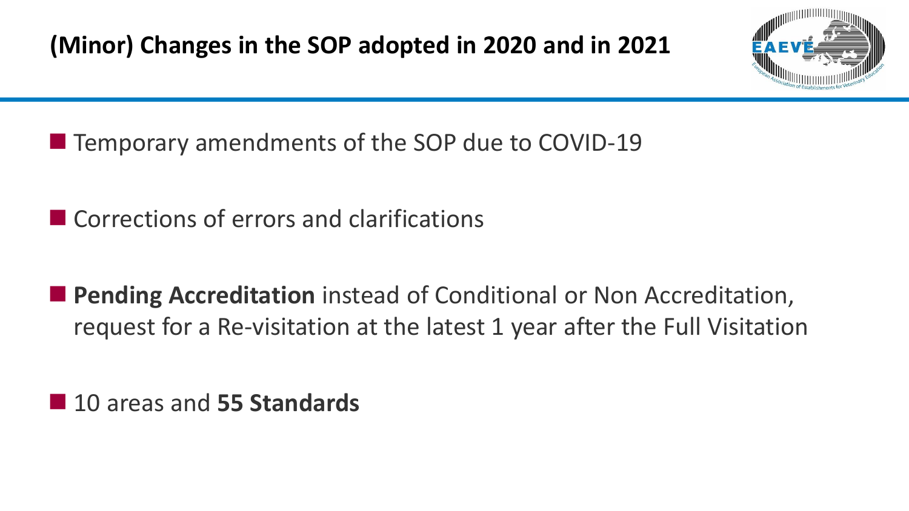## (Minor) Changes in the SOP adopted in 2020 and in 2021

- Temporary amendments of the SOP due to COVID-19
- Corrections of errors and clarifications
- **Pending Accreditation** instead of Conditional or Non Accreditation, request for a Re-visitation at the latest 1 year after the Full Visitation
- 10 areas and **55 Standards**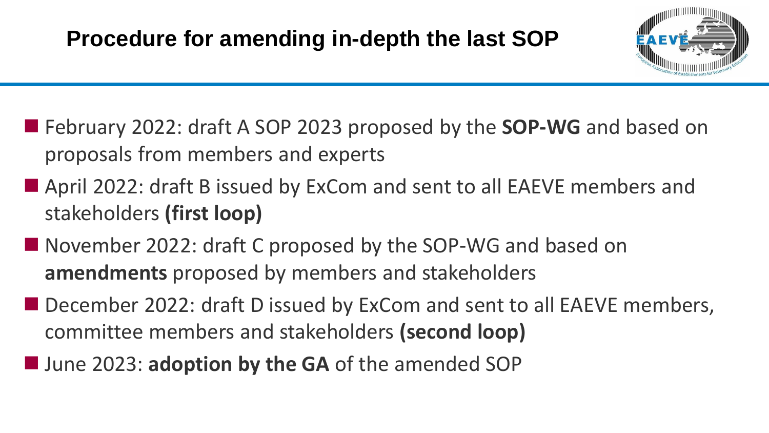# Procedure for amending in-depth the last SOP

- February 2022: draft A SOP 2023 proposed by the **SOP-WG** and based on proposals from members and experts
- April 2022: draft B issued by ExCom and sent to all EAEVE members and stakeholders **(first loop)**
- November 2022: draft C proposed by the SOP-WG and based on **amendments** proposed by members and stakeholders
- December 2022: draft D issued by ExCom and sent to all EAEVE members, committee members and stakeholders **(second loop)**
- June 2023: **adoption by the GA** of the amended SOP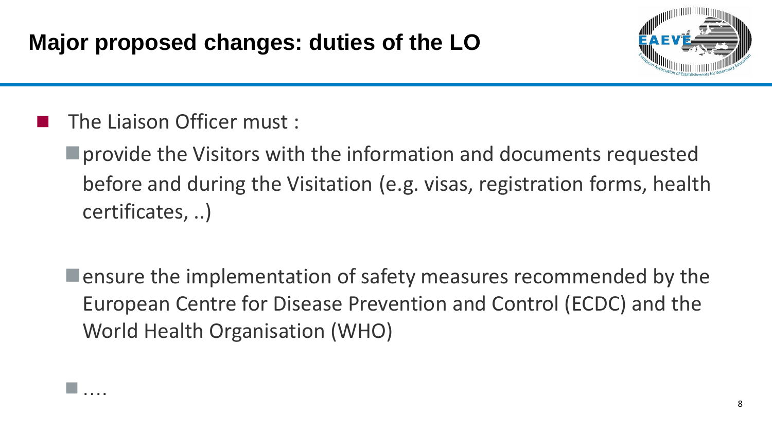# Major proposed changes: duties of the LO

- The Liaison Officer must :
  - provide the Visitors with the information and documents requested before and during the Visitation (e.g. visas, registration forms, health certificates, ..)
  - ensure the implementation of safety measures recommended by the European Centre for Disease Prevention and Control (ECDC) and the World Health Organisation (WHO)
  - ….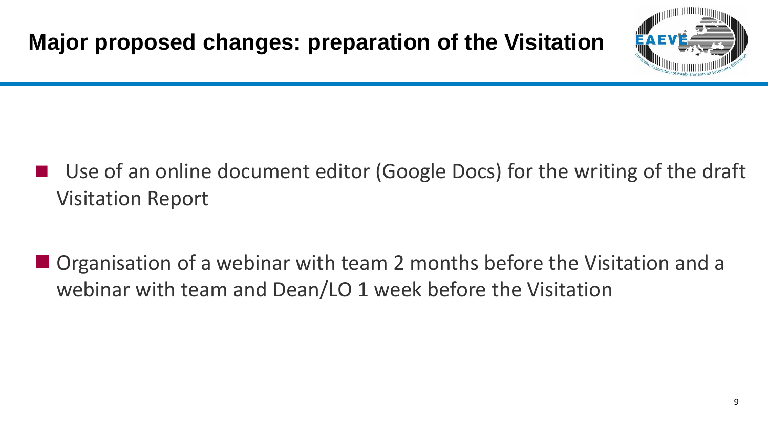# Major proposed changes: preparation of the Visitation

- Use of an online document editor (Google Docs) for the writing of the draft Visitation Report
- Organisation of a webinar with team 2 months before the Visitation and a webinar with team and Dean/LO 1 week before the Visitation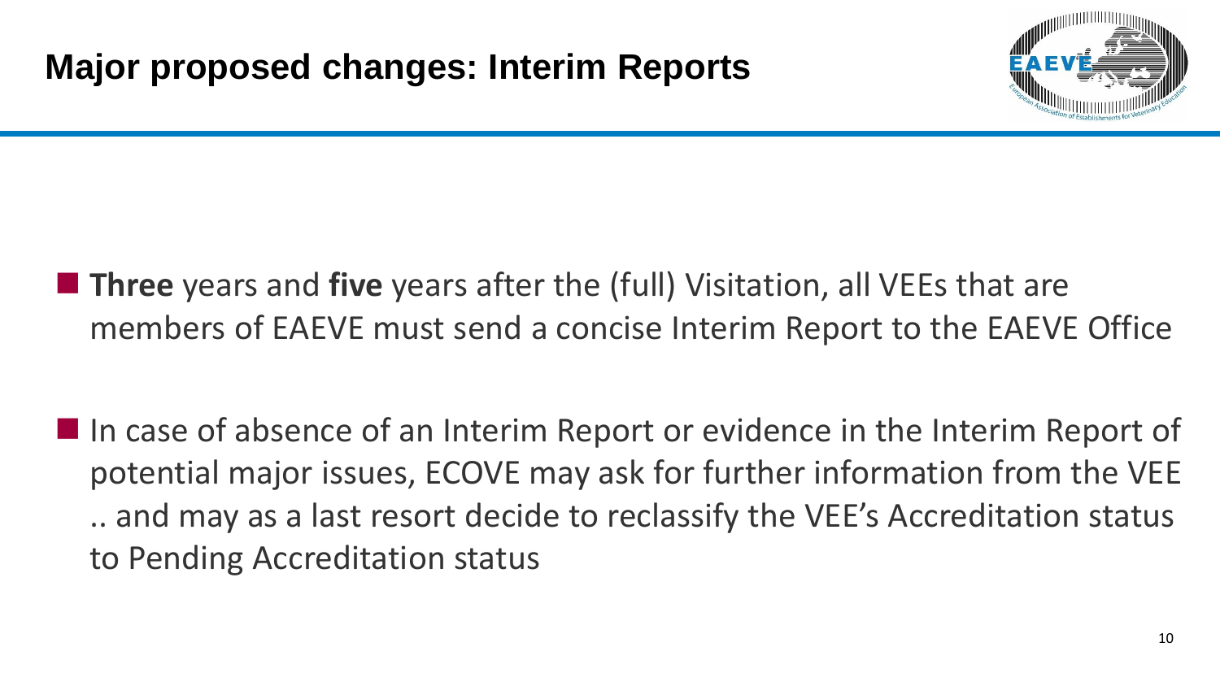# Major proposed changes: Interim Reports

- **Three** years and **five** years after the (full) Visitation, all VEEs that are members of EAEVE must send a concise Interim Report to the EAEVE Office
- In case of absence of an Interim Report or evidence in the Interim Report of potential major issues, ECOVE may ask for further information from the VEE .. and may as a last resort decide to reclassify the VEE's Accreditation status to Pending Accreditation status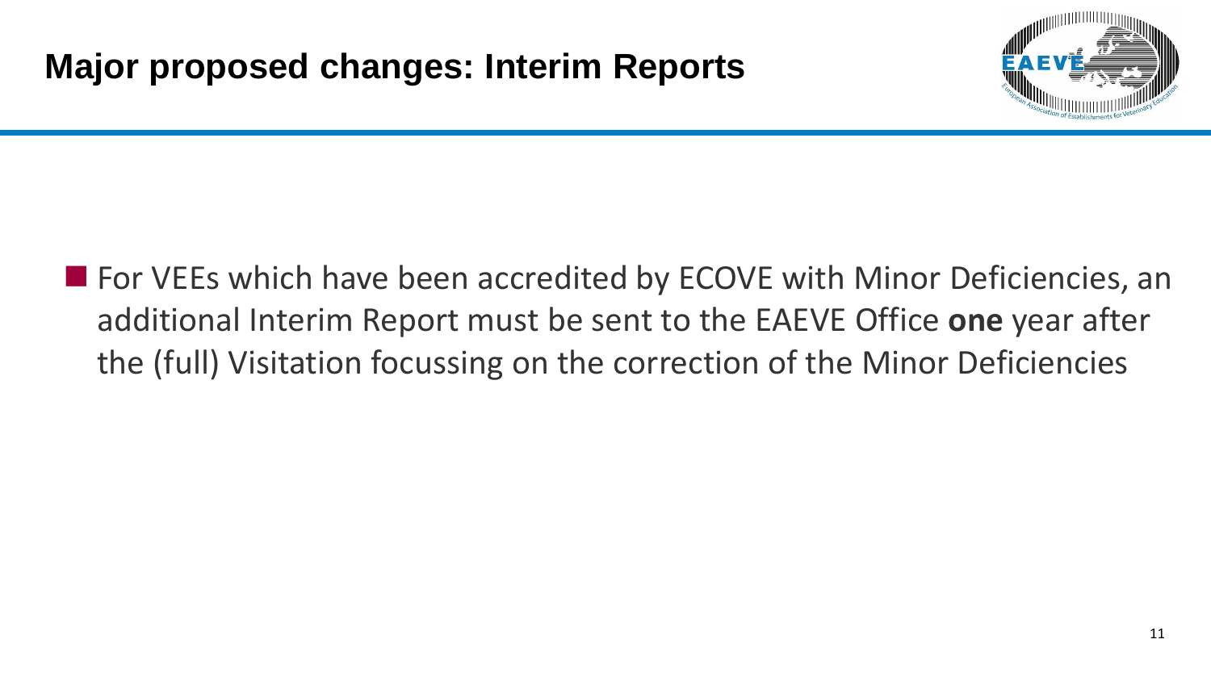# Major proposed changes: Interim Reports

- For VEEs which have been accredited by ECOVE with Minor Deficiencies, an additional Interim Report must be sent to the EAEVE Office **one** year after the (full) Visitation focussing on the correction of the Minor Deficiencies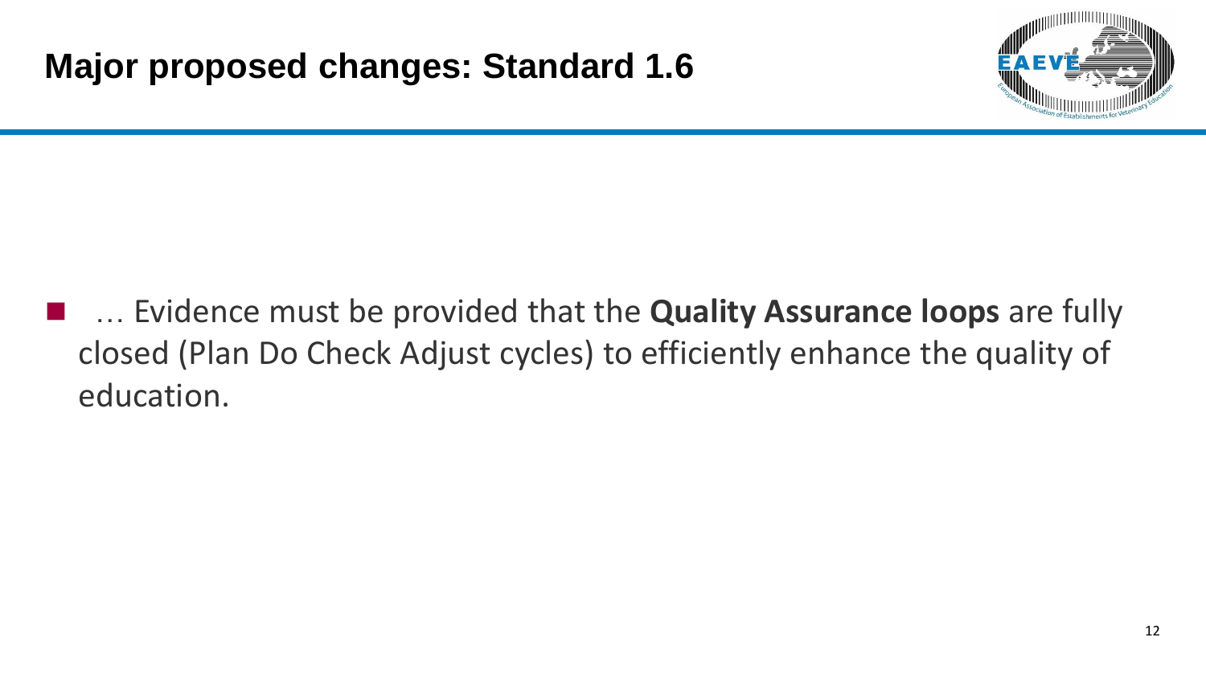# Major proposed changes: Standard 1.6

- … Evidence must be provided that the **Quality Assurance loops** are fully closed (Plan Do Check Adjust cycles) to efficiently enhance the quality of education.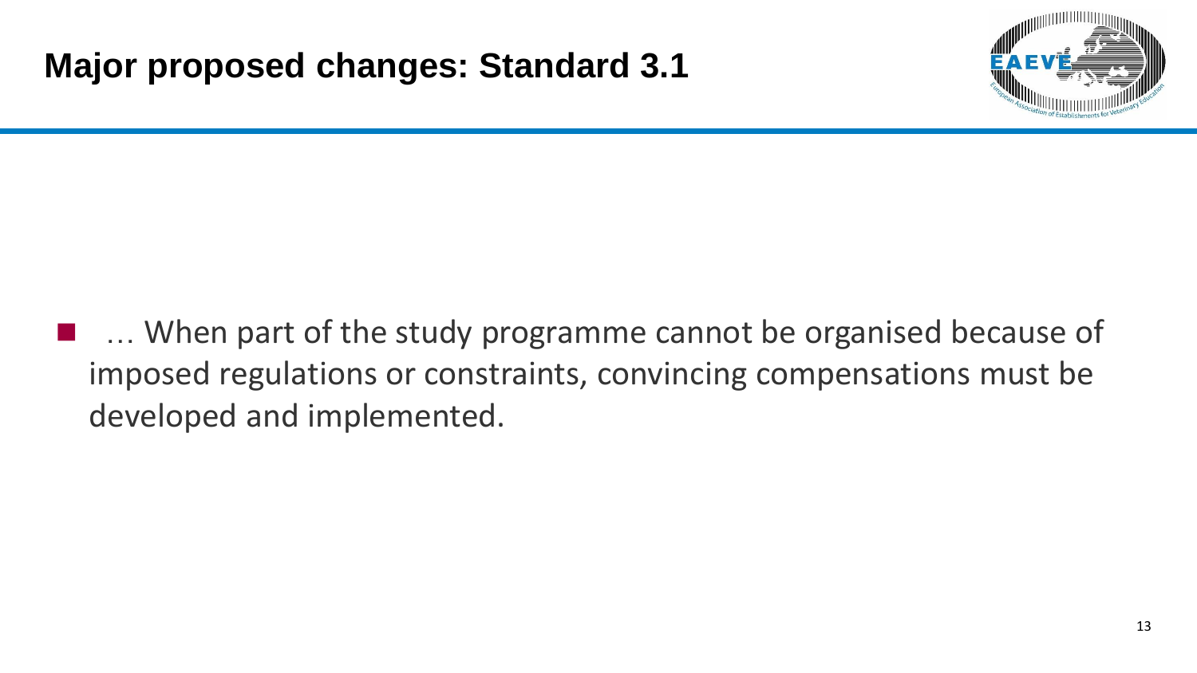# Major proposed changes: Standard 3.1

- … When part of the study programme cannot be organised because of imposed regulations or constraints, convincing compensations must be developed and implemented.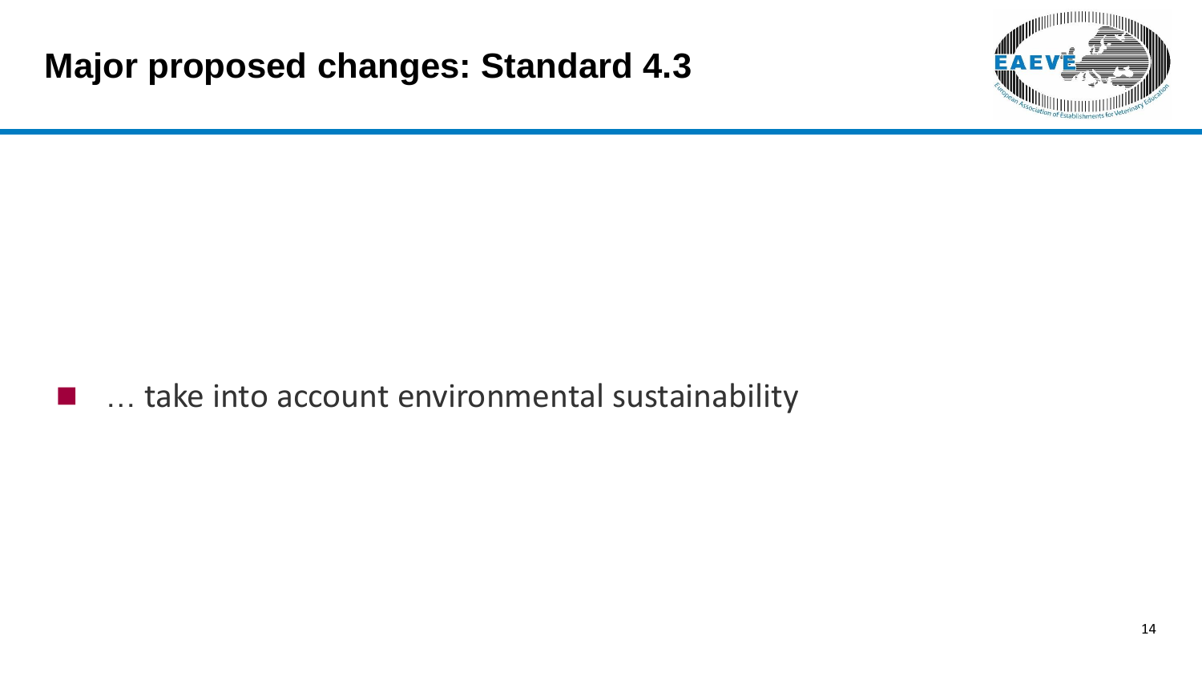# Major proposed changes: Standard 4.3

- … take into account environmental sustainability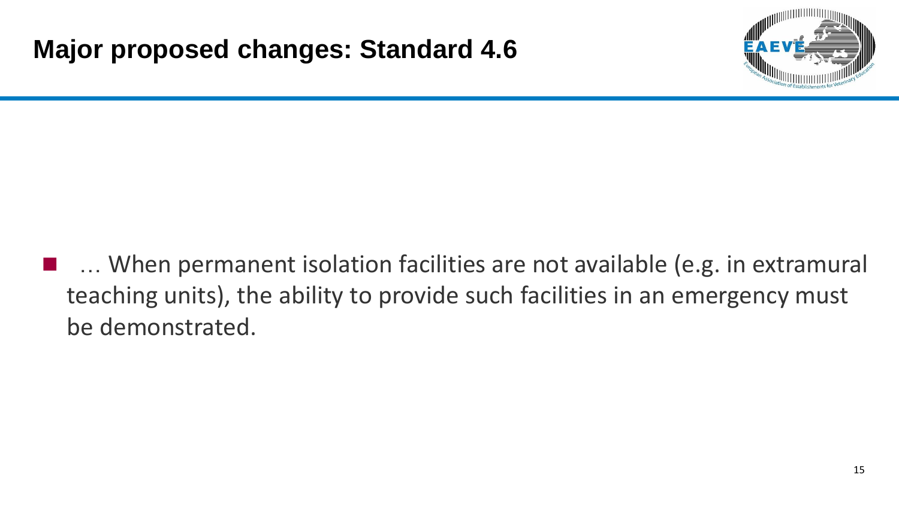# Major proposed changes: Standard 4.6

- … When permanent isolation facilities are not available (e.g. in extramural teaching units), the ability to provide such facilities in an emergency must be demonstrated.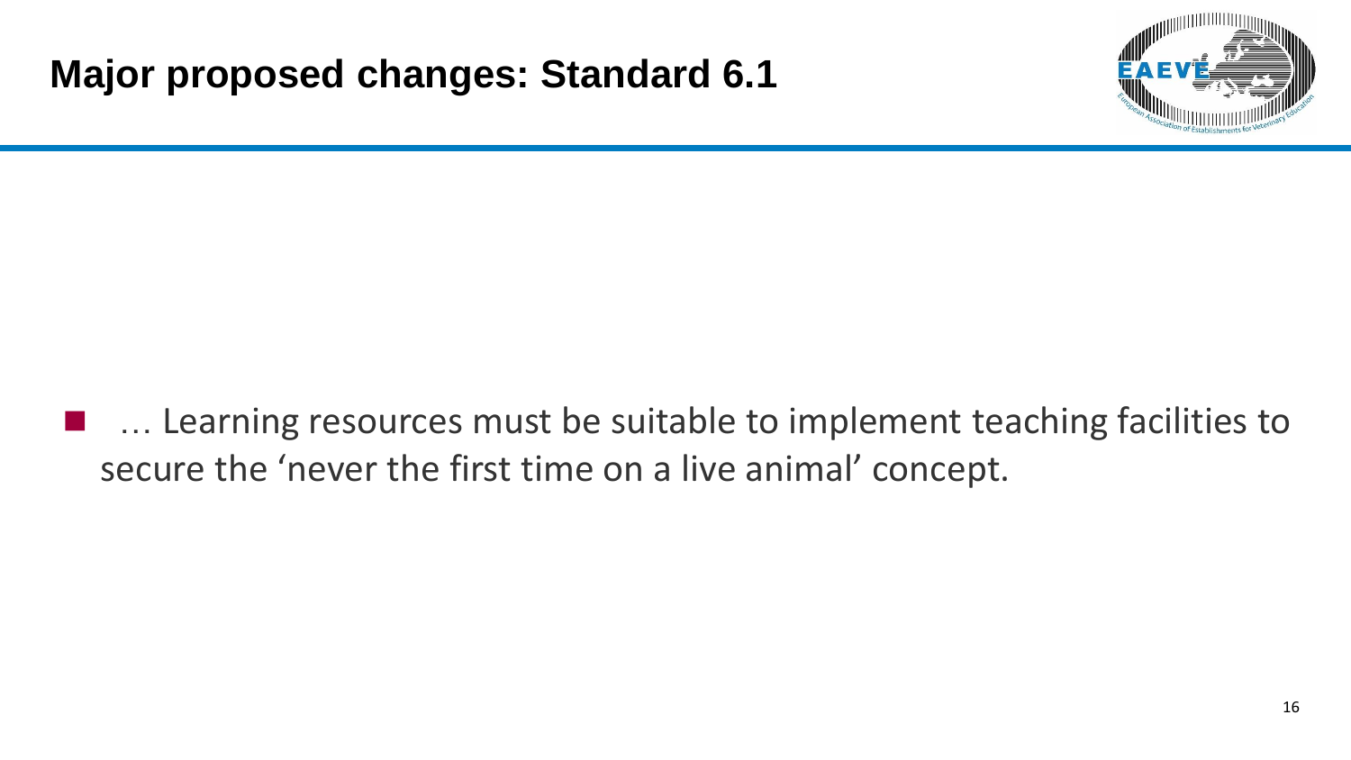# Major proposed changes: Standard 6.1

- … Learning resources must be suitable to implement teaching facilities to secure the 'never the first time on a live animal' concept.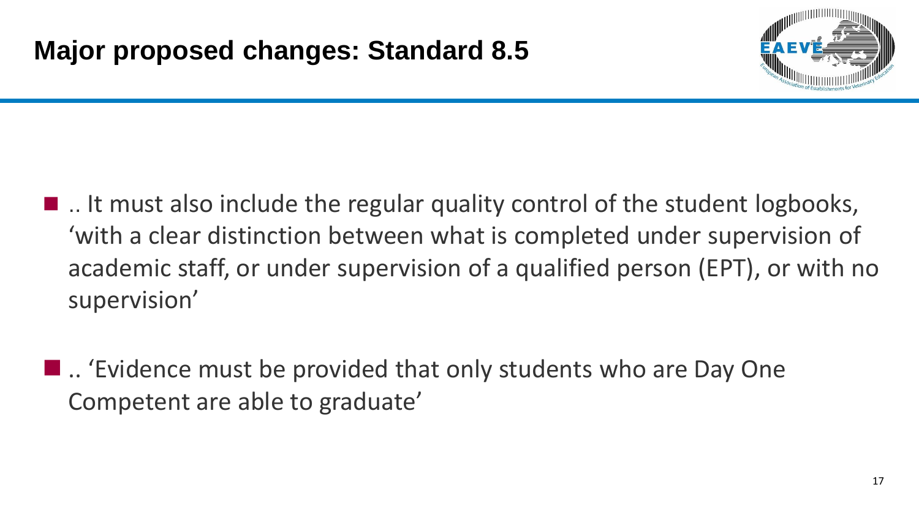# Major proposed changes: Standard 8.5

- .. It must also include the regular quality control of the student logbooks, 'with a clear distinction between what is completed under supervision of academic staff, or under supervision of a qualified person (EPT), or with no supervision'

- .. 'Evidence must be provided that only students who are Day One Competent are able to graduate'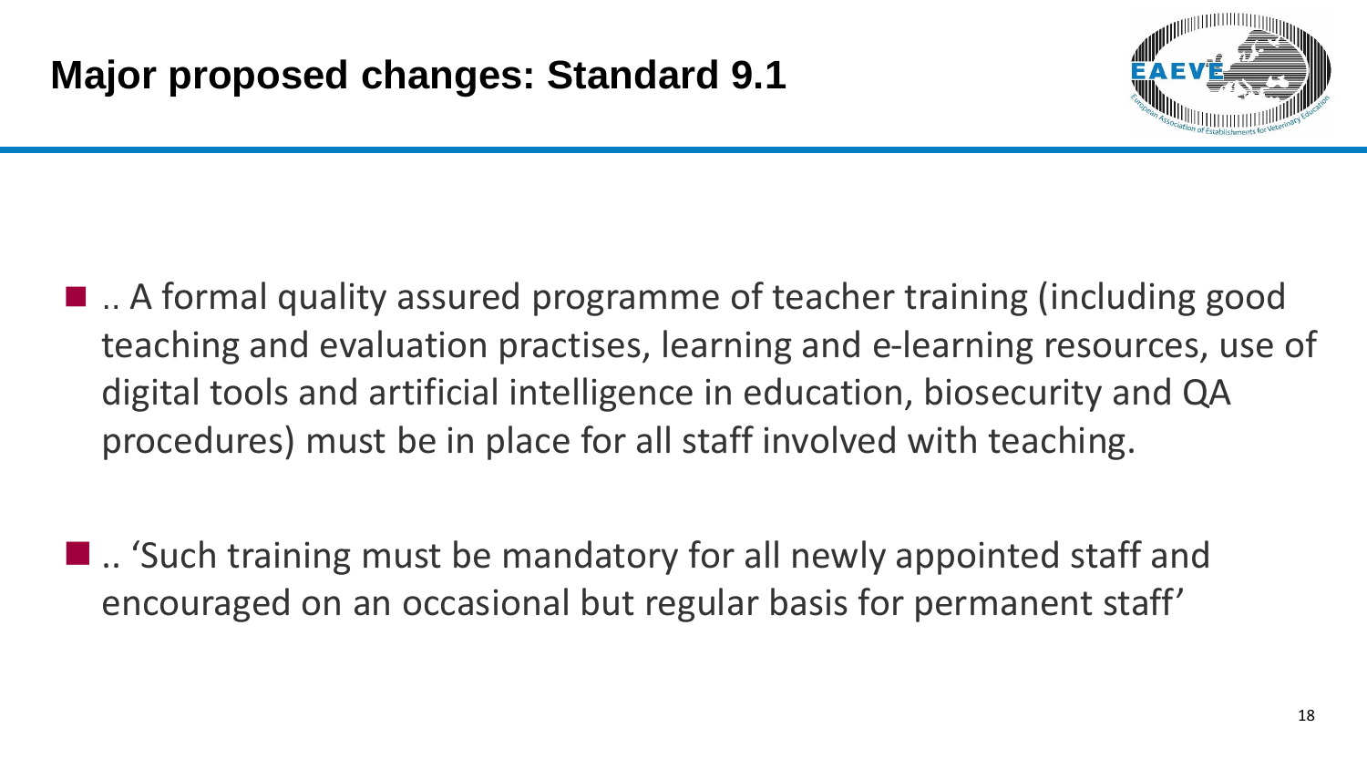# Major proposed changes: Standard 9.1

- .. A formal quality assured programme of teacher training (including good teaching and evaluation practises, learning and e-learning resources, use of digital tools and artificial intelligence in education, biosecurity and QA procedures) must be in place for all staff involved with teaching.

- .. 'Such training must be mandatory for all newly appointed staff and encouraged on an occasional but regular basis for permanent staff'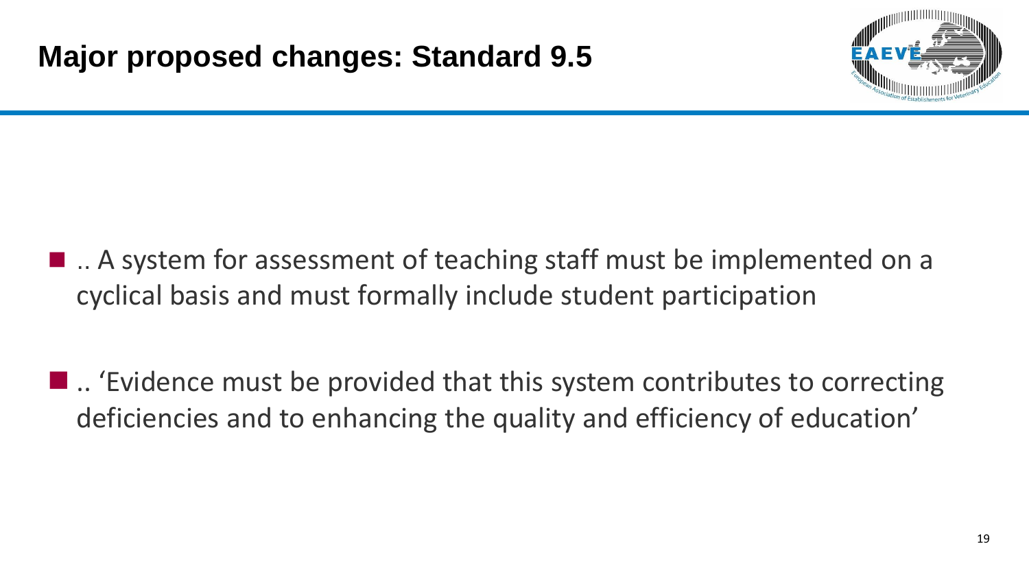# Major proposed changes: Standard 9.5

- .. A system for assessment of teaching staff must be implemented on a cyclical basis and must formally include student participation
- .. 'Evidence must be provided that this system contributes to correcting deficiencies and to enhancing the quality and efficiency of education'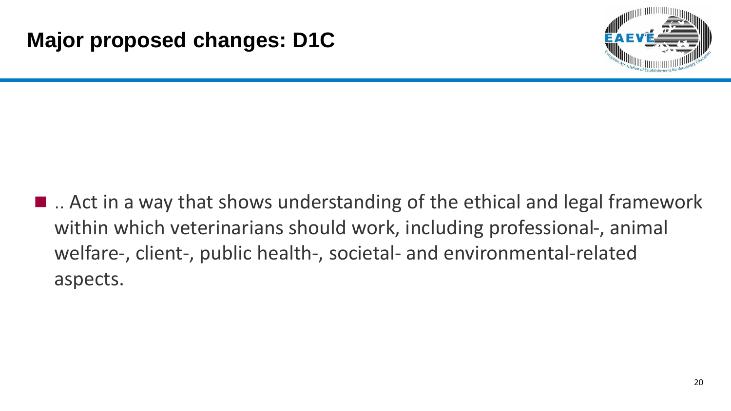# Major proposed changes: D1C

- .. Act in a way that shows understanding of the ethical and legal framework within which veterinarians should work, including professional-, animal welfare-, client-, public health-, societal- and environmental-related aspects.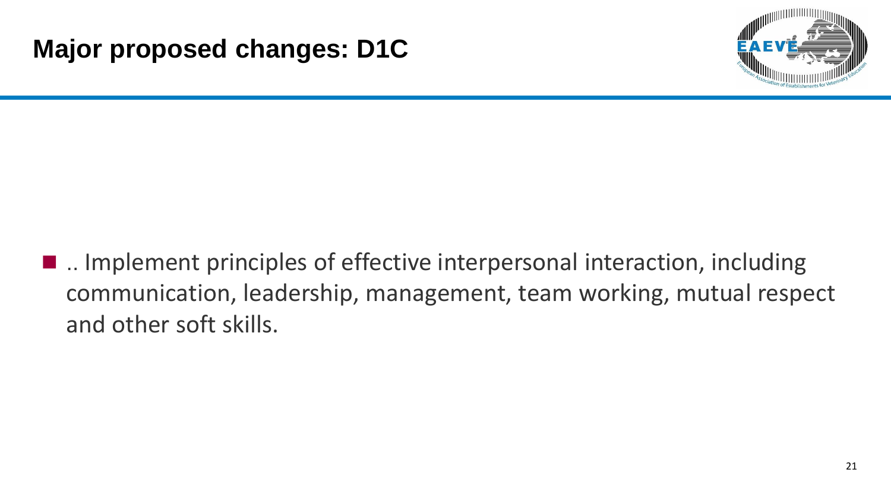# Major proposed changes: D1C

- .. Implement principles of effective interpersonal interaction, including communication, leadership, management, team working, mutual respect and other soft skills.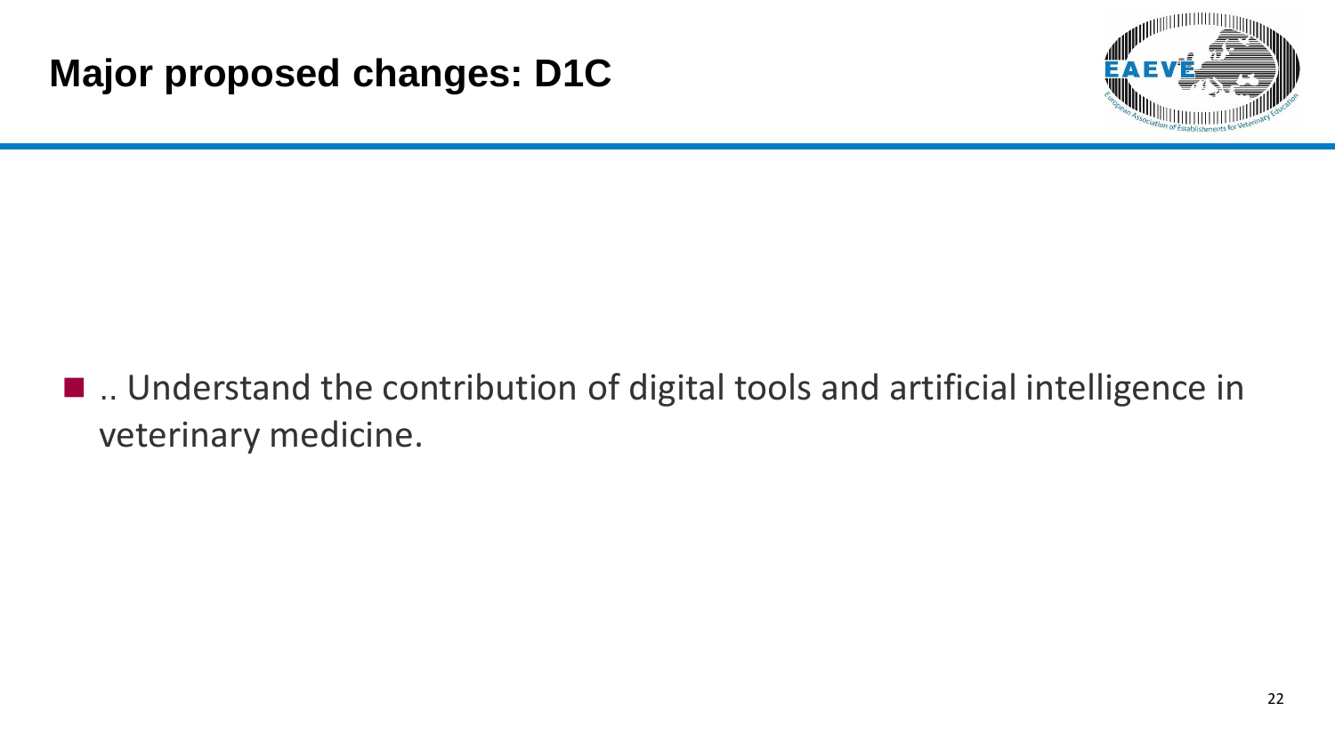# Major proposed changes: D1C

- .. Understand the contribution of digital tools and artificial intelligence in veterinary medicine.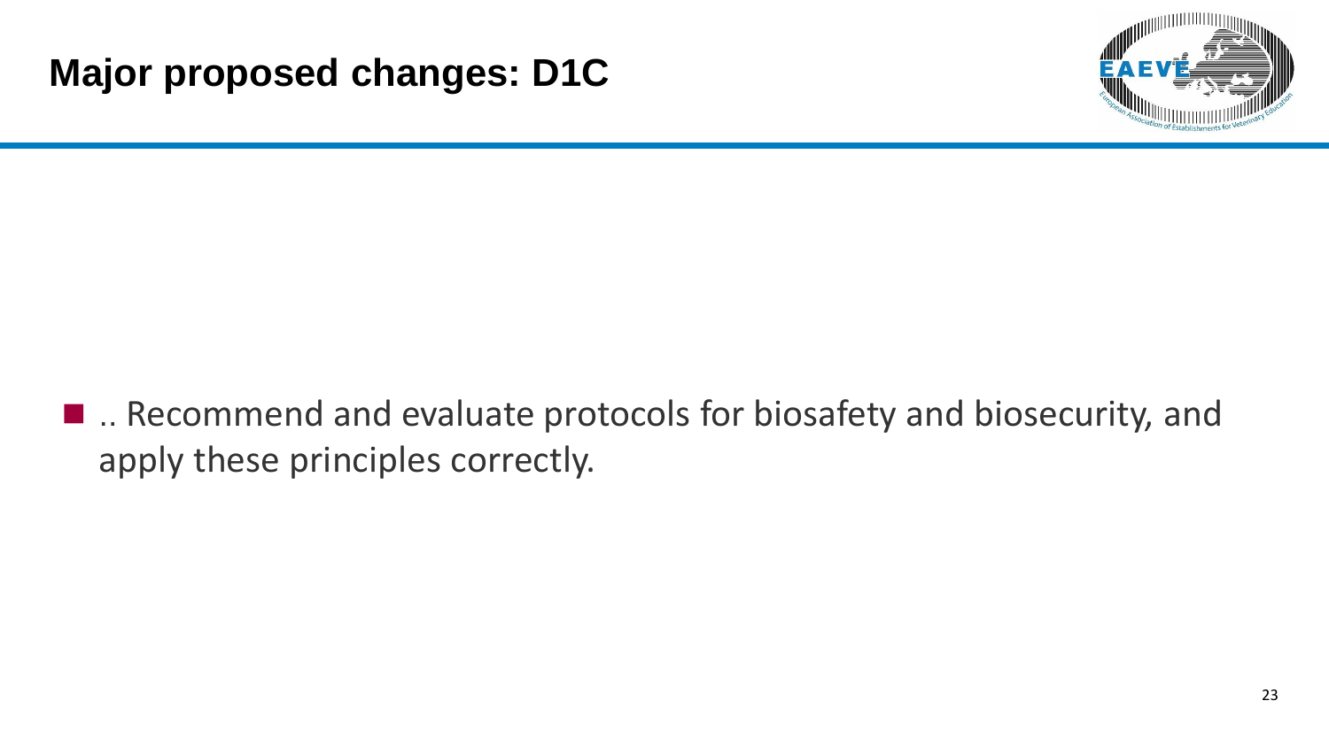# Major proposed changes: D1C

- .. Recommend and evaluate protocols for biosafety and biosecurity, and apply these principles correctly.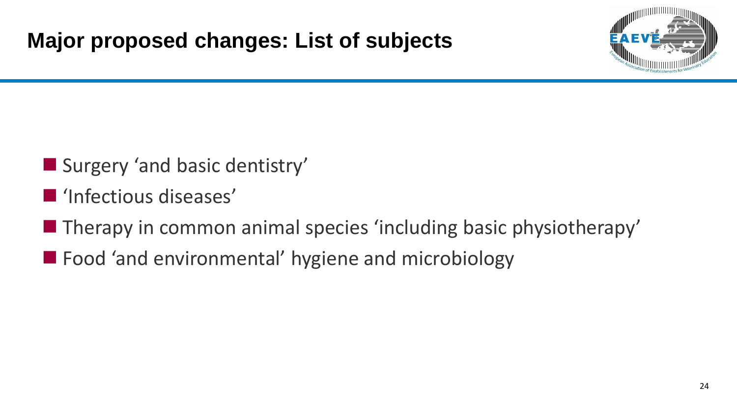# Major proposed changes: List of subjects

- Surgery ‘and basic dentistry’
- ‘Infectious diseases’
- Therapy in common animal species ‘including basic physiotherapy’
- Food ‘and environmental’ hygiene and microbiology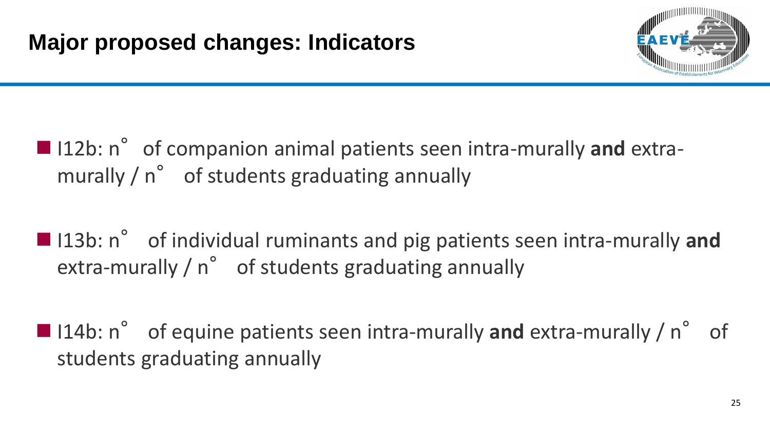## Major proposed changes: Indicators

- I12b: n° of companion animal patients seen intra-murally **and** extra-murally / n° of students graduating annually
- I13b: n° of individual ruminants and pig patients seen intra-murally **and** extra-murally / n° of students graduating annually
- I14b: n° of equine patients seen intra-murally **and** extra-murally / n° of students graduating annually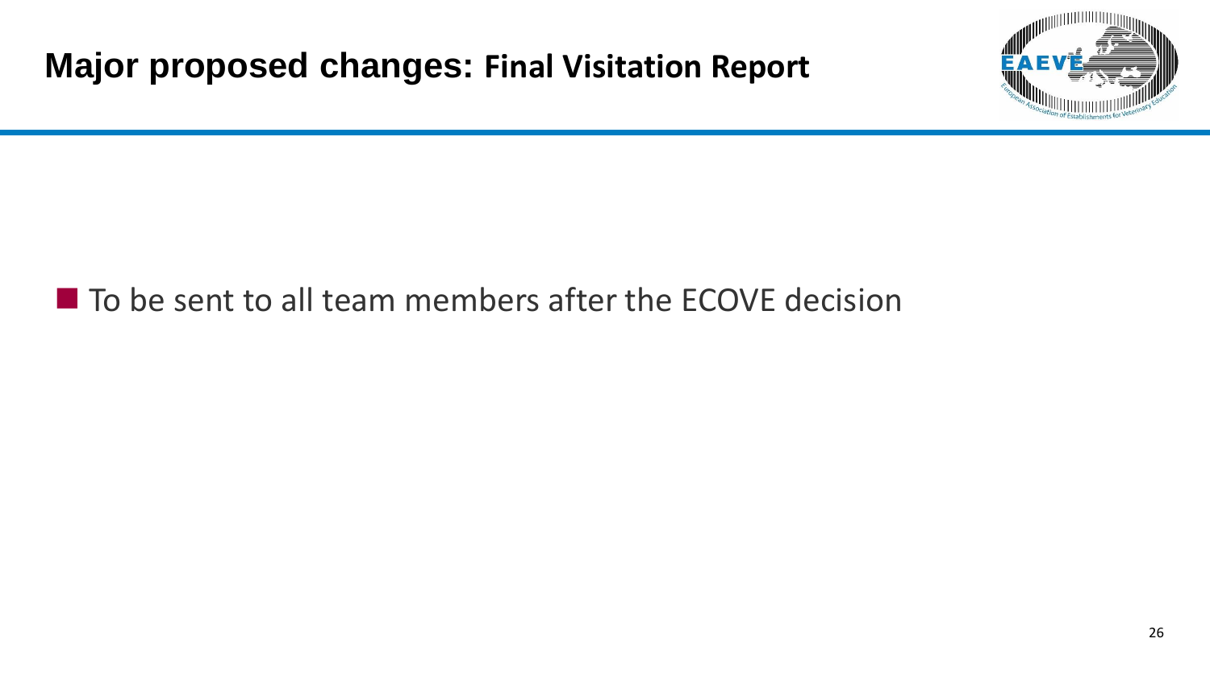# Major proposed changes: Final Visitation Report

- To be sent to all team members after the ECOVE decision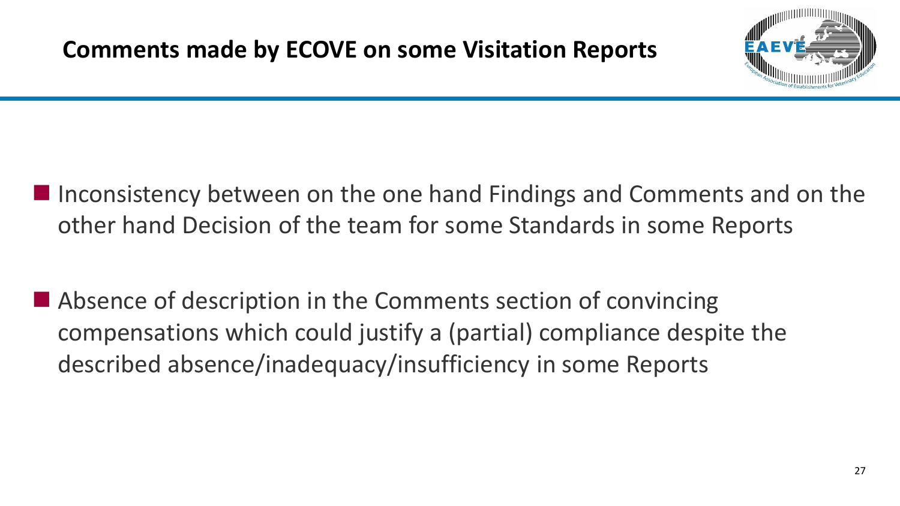## Comments made by ECOVE on some Visitation Reports

- Inconsistency between on the one hand Findings and Comments and on the other hand Decision of the team for some Standards in some Reports

- Absence of description in the Comments section of convincing compensations which could justify a (partial) compliance despite the described absence/inadequacy/insufficiency in some Reports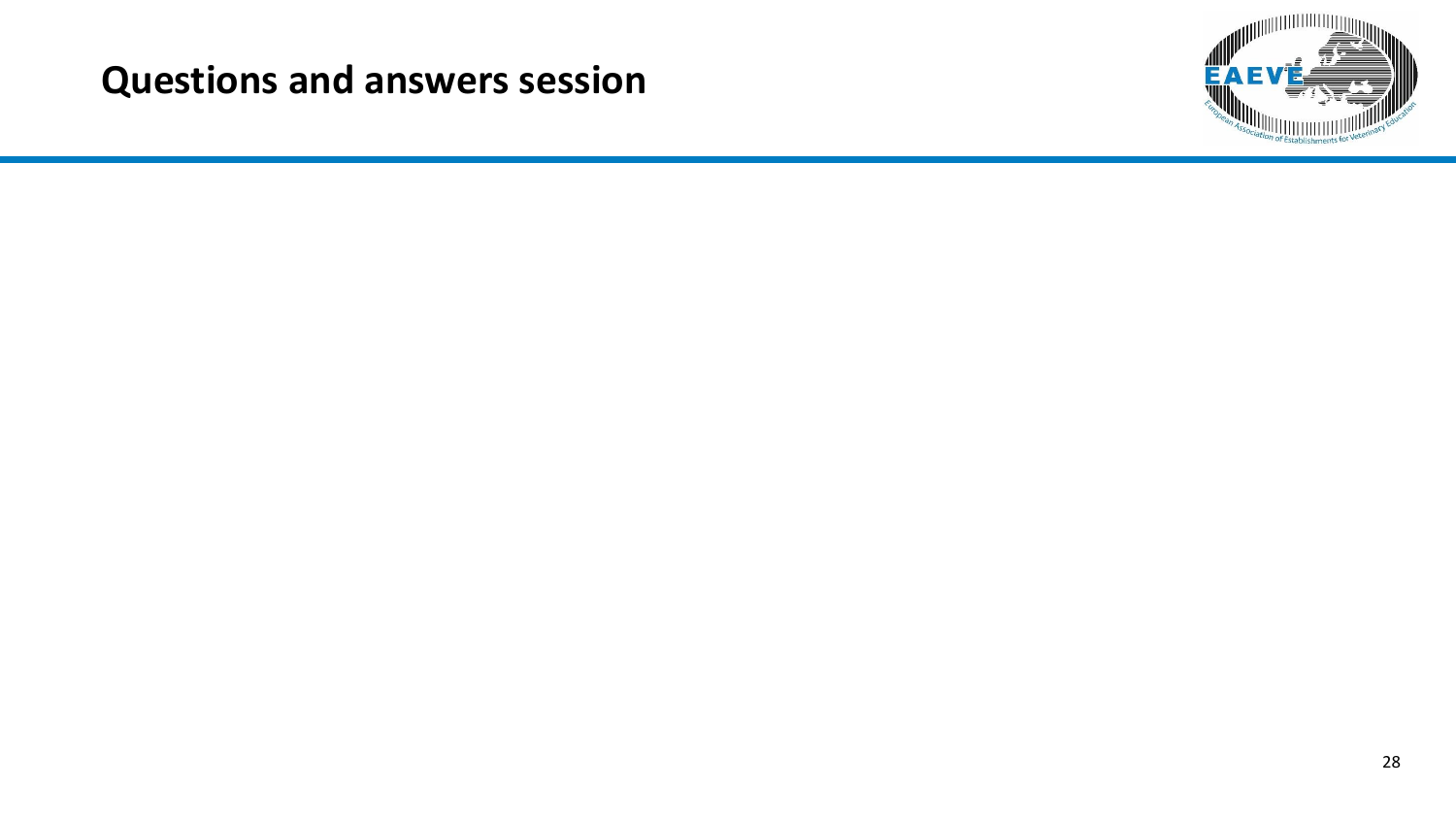# Questions and answers session